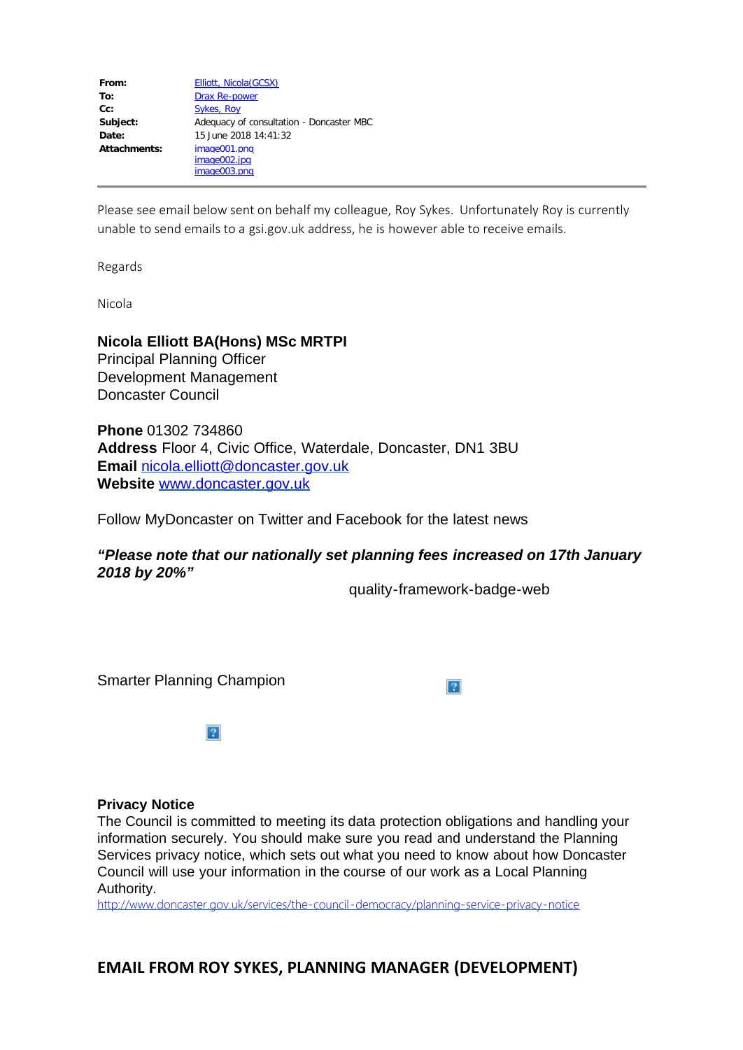| | |
|---|---|
| **From:** | Elliott, Nicola(GCSX) |
| **To:** | Drax Re-power |
| **Cc:** | Sykes, Roy |
| **Subject:** | Adequacy of consultation - Doncaster MBC |
| **Date:** | 15 June 2018 14:41:32 |
| **Attachments:** | image001.png<br>image002.jpg<br>image003.png |

---

Please see email below sent on behalf my colleague, Roy Sykes. Unfortunately Roy is currently unable to send emails to a gsi.gov.uk address, he is however able to receive emails.

Regards

Nicola

**Nicola Elliott BA(Hons) MSc MRTPI**
Principal Planning Officer
Development Management
Doncaster Council

**Phone** 01302 734860
**Address** Floor 4, Civic Office, Waterdale, Doncaster, DN1 3BU
**Email** nicola.elliott@doncaster.gov.uk
**Website** www.doncaster.gov.uk

Follow MyDoncaster on Twitter and Facebook for the latest news

***"Please note that our nationally set planning fees increased on 17th January 2018 by 20%"***

quality-framework-badge-web

Smarter Planning Champion

**Privacy Notice**
The Council is committed to meeting its data protection obligations and handling your information securely. You should make sure you read and understand the Planning Services privacy notice, which sets out what you need to know about how Doncaster Council will use your information in the course of our work as a Local Planning Authority.
http://www.doncaster.gov.uk/services/the-council-democracy/planning-service-privacy-notice

## EMAIL FROM ROY SYKES, PLANNING MANAGER (DEVELOPMENT)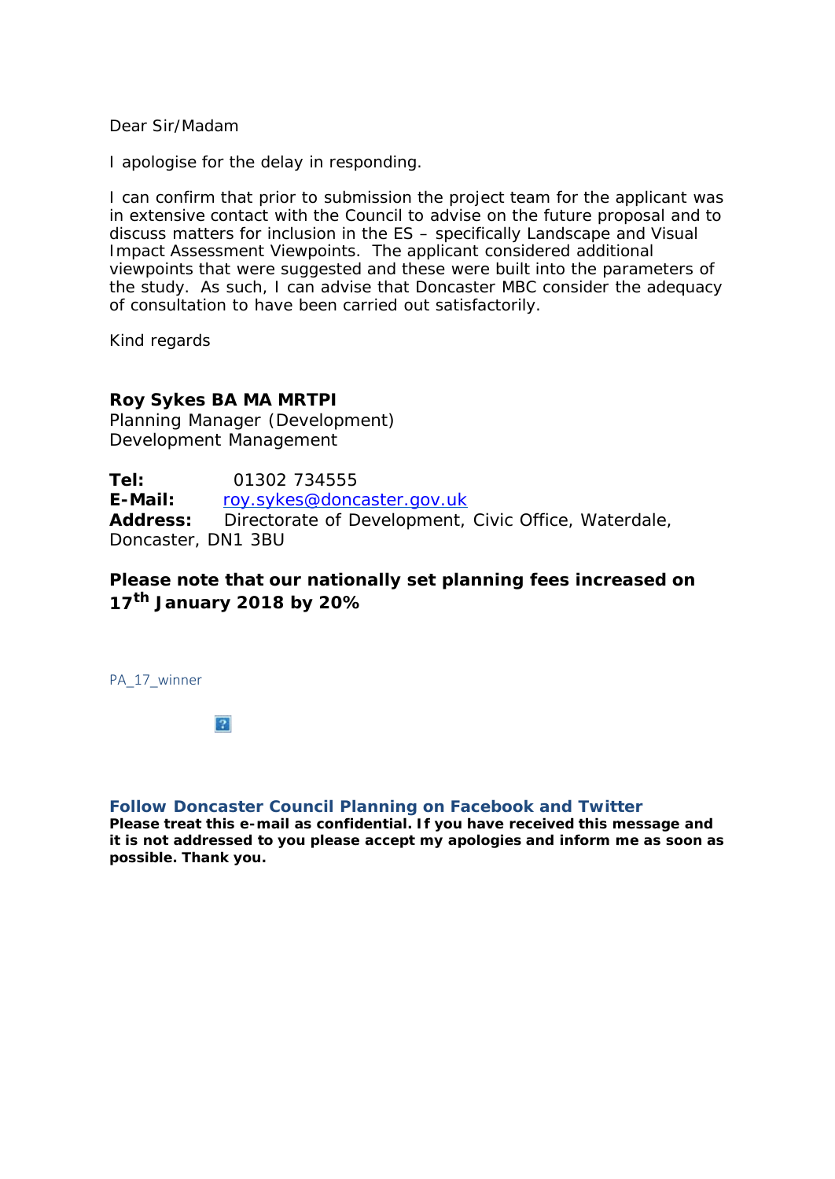Dear Sir/Madam

I apologise for the delay in responding.

I can confirm that prior to submission the project team for the applicant was in extensive contact with the Council to advise on the future proposal and to discuss matters for inclusion in the ES – specifically Landscape and Visual Impact Assessment Viewpoints. The applicant considered additional viewpoints that were suggested and these were built into the parameters of the study. As such, I can advise that Doncaster MBC consider the adequacy of consultation to have been carried out satisfactorily.

Kind regards

**Roy Sykes BA MA MRTPI**
Planning Manager (Development)
Development Management

**Tel:** 01302 734555
**E-Mail:** roy.sykes@doncaster.gov.uk
**Address:** Directorate of Development, Civic Office, Waterdale, Doncaster, DN1 3BU

**Please note that our nationally set planning fees increased on 17th January 2018 by 20%**

PA_17_winner

**Follow Doncaster Council Planning on Facebook and Twitter**
**Please treat this e-mail as confidential. If you have received this message and it is not addressed to you please accept my apologies and inform me as soon as possible. Thank you.**